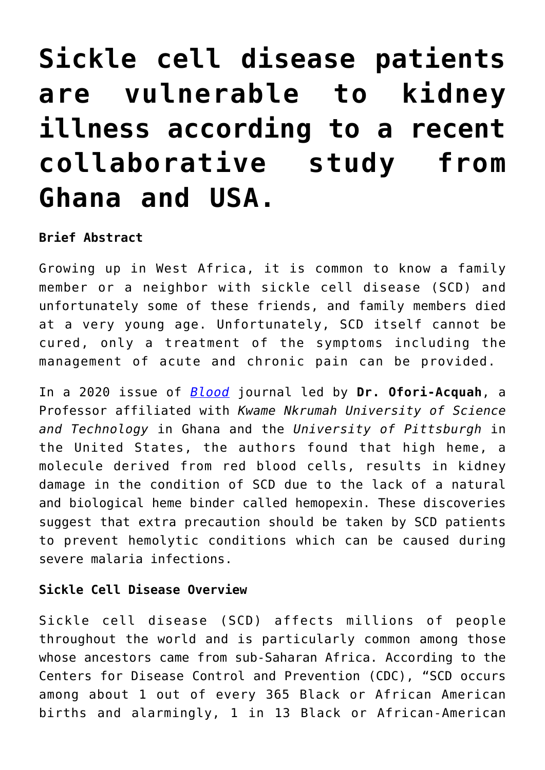# Sickle cell disease patients are vulnerable to kidney illness according to a recent collaborative study from Ghana and USA.

**Brief Abstract**

Growing up in West Africa, it is common to know a family member or a neighbor with sickle cell disease (SCD) and unfortunately some of these friends, and family members died at a very young age. Unfortunately, SCD itself cannot be cured, only a treatment of the symptoms including the management of acute and chronic pain can be provided.

In a 2020 issue of *Blood* journal led by **Dr. Ofori-Acquah**, a Professor affiliated with *Kwame Nkrumah University of Science and Technology* in Ghana and the *University of Pittsburgh* in the United States, the authors found that high heme, a molecule derived from red blood cells, results in kidney damage in the condition of SCD due to the lack of a natural and biological heme binder called hemopexin. These discoveries suggest that extra precaution should be taken by SCD patients to prevent hemolytic conditions which can be caused during severe malaria infections.

**Sickle Cell Disease Overview**

Sickle cell disease (SCD) affects millions of people throughout the world and is particularly common among those whose ancestors came from sub-Saharan Africa. According to the Centers for Disease Control and Prevention (CDC), “SCD occurs among about 1 out of every 365 Black or African American births and alarmingly, 1 in 13 Black or African-American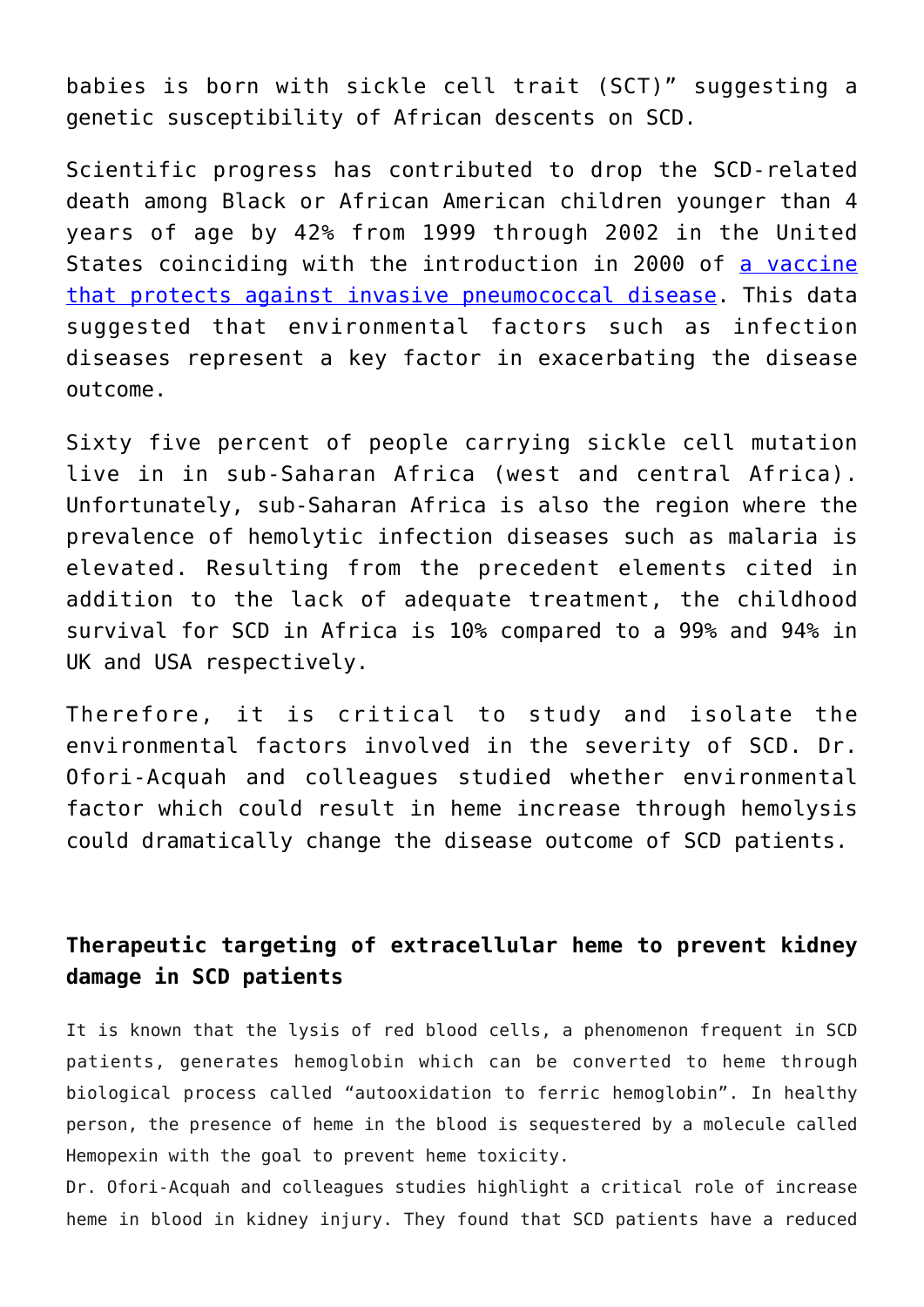babies is born with sickle cell trait (SCT)" suggesting a genetic susceptibility of African descents on SCD.

Scientific progress has contributed to drop the SCD-related death among Black or African American children younger than 4 years of age by 42% from 1999 through 2002 in the United States coinciding with the introduction in 2000 of [a vaccine that protects against invasive pneumococcal disease](). This data suggested that environmental factors such as infection diseases represent a key factor in exacerbating the disease outcome.

Sixty five percent of people carrying sickle cell mutation live in in sub-Saharan Africa (west and central Africa). Unfortunately, sub-Saharan Africa is also the region where the prevalence of hemolytic infection diseases such as malaria is elevated. Resulting from the precedent elements cited in addition to the lack of adequate treatment, the childhood survival for SCD in Africa is 10% compared to a 99% and 94% in UK and USA respectively.

Therefore, it is critical to study and isolate the environmental factors involved in the severity of SCD. Dr. Ofori-Acquah and colleagues studied whether environmental factor which could result in heme increase through hemolysis could dramatically change the disease outcome of SCD patients.

### Therapeutic targeting of extracellular heme to prevent kidney damage in SCD patients

It is known that the lysis of red blood cells, a phenomenon frequent in SCD patients, generates hemoglobin which can be converted to heme through biological process called "autooxidation to ferric hemoglobin". In healthy person, the presence of heme in the blood is sequestered by a molecule called Hemopexin with the goal to prevent heme toxicity.

Dr. Ofori-Acquah and colleagues studies highlight a critical role of increase heme in blood in kidney injury. They found that SCD patients have a reduced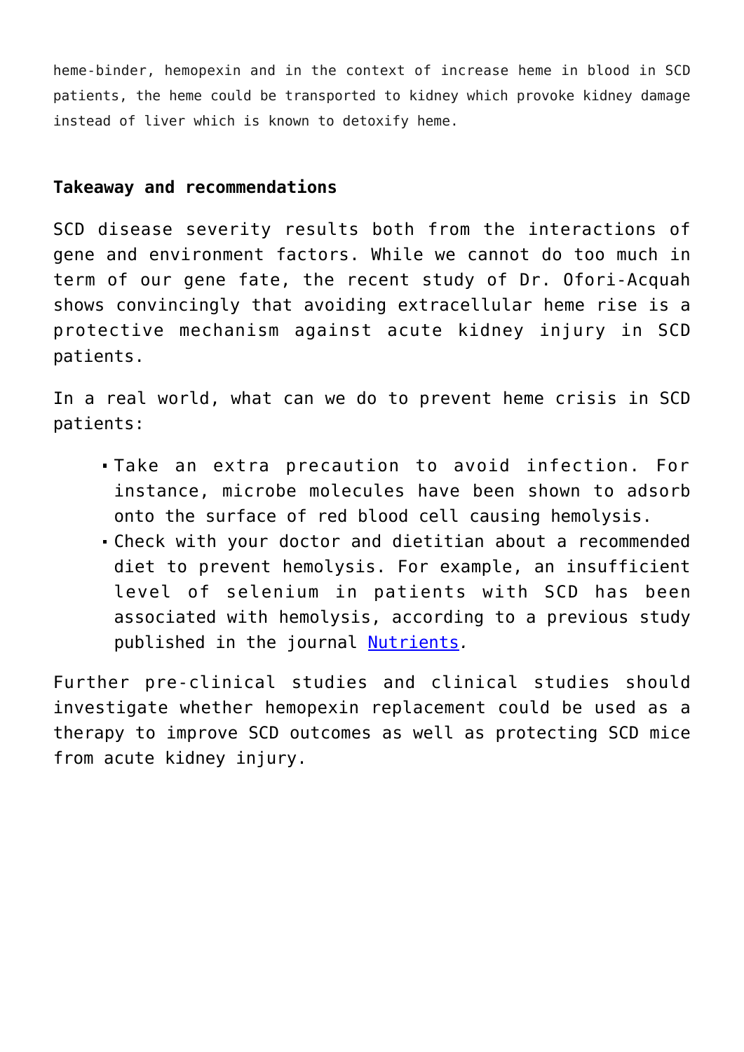heme-binder, hemopexin and in the context of increase heme in blood in SCD patients, the heme could be transported to kidney which provoke kidney damage instead of liver which is known to detoxify heme.

**Takeaway and recommendations**

SCD disease severity results both from the interactions of gene and environment factors. While we cannot do too much in term of our gene fate, the recent study of Dr. Ofori-Acquah shows convincingly that avoiding extracellular heme rise is a protective mechanism against acute kidney injury in SCD patients.

In a real world, what can we do to prevent heme crisis in SCD patients:

- Take an extra precaution to avoid infection. For instance, microbe molecules have been shown to adsorb onto the surface of red blood cell causing hemolysis.
- Check with your doctor and dietitian about a recommended diet to prevent hemolysis. For example, an insufficient level of selenium in patients with SCD has been associated with hemolysis, according to a previous study published in the journal Nutrients*.*

Further pre-clinical studies and clinical studies should investigate whether hemopexin replacement could be used as a therapy to improve SCD outcomes as well as protecting SCD mice from acute kidney injury.